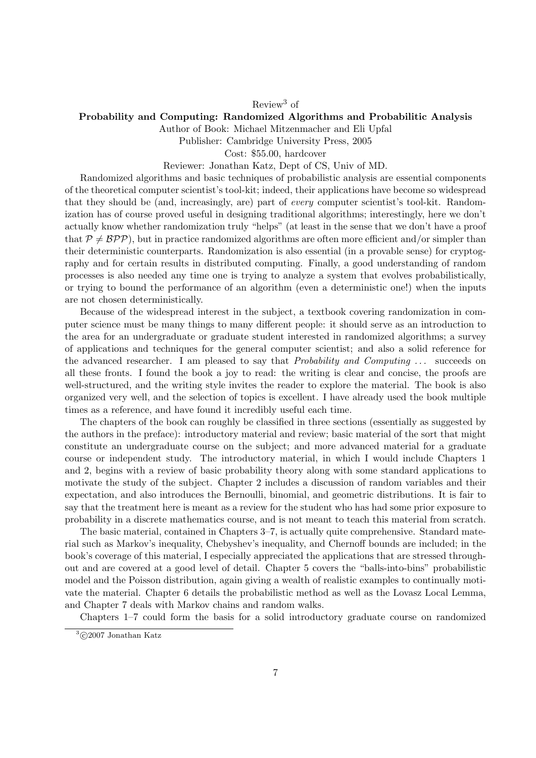Review[3] of

**Probability and Computing: Randomized Algorithms and Probabilitic Analysis**

Author of Book: Michael Mitzenmacher and Eli Upfal

Publisher: Cambridge University Press, 2005

Cost: $55.00, hardcover

Reviewer: Jonathan Katz, Dept of CS, Univ of MD.

Randomized algorithms and basic techniques of probabilistic analysis are essential components of the theoretical computer scientist's tool-kit; indeed, their applications have become so widespread that they should be (and, increasingly, are) part of *every* computer scientist's tool-kit. Randomization has of course proved useful in designing traditional algorithms; interestingly, here we don't actually know whether randomization truly "helps" (at least in the sense that we don't have a proof that $\mathcal{P} \neq \mathcal{BPP}$), but in practice randomized algorithms are often more efficient and/or simpler than their deterministic counterparts. Randomization is also essential (in a provable sense) for cryptography and for certain results in distributed computing. Finally, a good understanding of random processes is also needed any time one is trying to analyze a system that evolves probabilistically, or trying to bound the performance of an algorithm (even a deterministic one!) when the inputs are not chosen deterministically.

Because of the widespread interest in the subject, a textbook covering randomization in computer science must be many things to many different people: it should serve as an introduction to the area for an undergraduate or graduate student interested in randomized algorithms; a survey of applications and techniques for the general computer scientist; and also a solid reference for the advanced researcher. I am pleased to say that *Probability and Computing ...* succeeds on all these fronts. I found the book a joy to read: the writing is clear and concise, the proofs are well-structured, and the writing style invites the reader to explore the material. The book is also organized very well, and the selection of topics is excellent. I have already used the book multiple times as a reference, and have found it incredibly useful each time.

The chapters of the book can roughly be classified in three sections (essentially as suggested by the authors in the preface): introductory material and review; basic material of the sort that might constitute an undergraduate course on the subject; and more advanced material for a graduate course or independent study. The introductory material, in which I would include Chapters 1 and 2, begins with a review of basic probability theory along with some standard applications to motivate the study of the subject. Chapter 2 includes a discussion of random variables and their expectation, and also introduces the Bernoulli, binomial, and geometric distributions. It is fair to say that the treatment here is meant as a review for the student who has had some prior exposure to probability in a discrete mathematics course, and is not meant to teach this material from scratch.

The basic material, contained in Chapters 3–7, is actually quite comprehensive. Standard material such as Markov's inequality, Chebyshev's inequality, and Chernoff bounds are included; in the book's coverage of this material, I especially appreciated the applications that are stressed throughout and are covered at a good level of detail. Chapter 5 covers the "balls-into-bins" probabilistic model and the Poisson distribution, again giving a wealth of realistic examples to continually motivate the material. Chapter 6 details the probabilistic method as well as the Lovasz Local Lemma, and Chapter 7 deals with Markov chains and random walks.

Chapters 1–7 could form the basis for a solid introductory graduate course on randomized

[3] ©2007 Jonathan Katz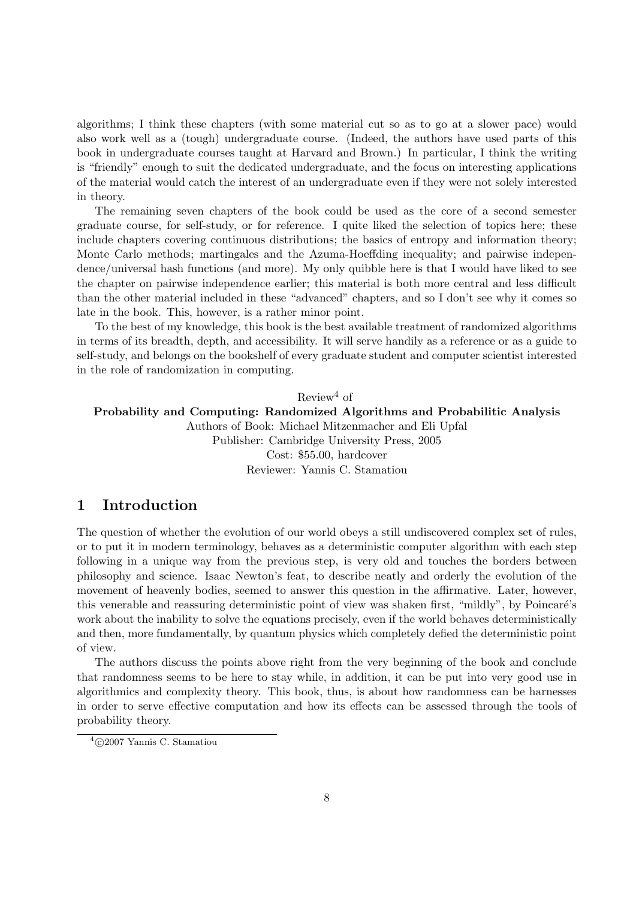algorithms; I think these chapters (with some material cut so as to go at a slower pace) would also work well as a (tough) undergraduate course. (Indeed, the authors have used parts of this book in undergraduate courses taught at Harvard and Brown.) In particular, I think the writing is "friendly" enough to suit the dedicated undergraduate, and the focus on interesting applications of the material would catch the interest of an undergraduate even if they were not solely interested in theory.

The remaining seven chapters of the book could be used as the core of a second semester graduate course, for self-study, or for reference. I quite liked the selection of topics here; these include chapters covering continuous distributions; the basics of entropy and information theory; Monte Carlo methods; martingales and the Azuma-Hoeffding inequality; and pairwise independence/universal hash functions (and more). My only quibble here is that I would have liked to see the chapter on pairwise independence earlier; this material is both more central and less difficult than the other material included in these "advanced" chapters, and so I don't see why it comes so late in the book. This, however, is a rather minor point.

To the best of my knowledge, this book is the best available treatment of randomized algorithms in terms of its breadth, depth, and accessibility. It will serve handily as a reference or as a guide to self-study, and belongs on the bookshelf of every graduate student and computer scientist interested in the role of randomization in computing.

Review[4] of

**Probability and Computing: Randomized Algorithms and Probabilitic Analysis**

Authors of Book: Michael Mitzenmacher and Eli Upfal

Publisher: Cambridge University Press, 2005

Cost: $55.00, hardcover

Reviewer: Yannis C. Stamatiou

## 1 Introduction

The question of whether the evolution of our world obeys a still undiscovered complex set of rules, or to put it in modern terminology, behaves as a deterministic computer algorithm with each step following in a unique way from the previous step, is very old and touches the borders between philosophy and science. Isaac Newton's feat, to describe neatly and orderly the evolution of the movement of heavenly bodies, seemed to answer this question in the affirmative. Later, however, this venerable and reassuring deterministic point of view was shaken first, "mildly", by Poincaré's work about the inability to solve the equations precisely, even if the world behaves deterministically and then, more fundamentally, by quantum physics which completely defied the deterministic point of view.

The authors discuss the points above right from the very beginning of the book and conclude that randomness seems to be here to stay while, in addition, it can be put into very good use in algorithmics and complexity theory. This book, thus, is about how randomness can be harnesses in order to serve effective computation and how its effects can be assessed through the tools of probability theory.

[4] ©2007 Yannis C. Stamatiou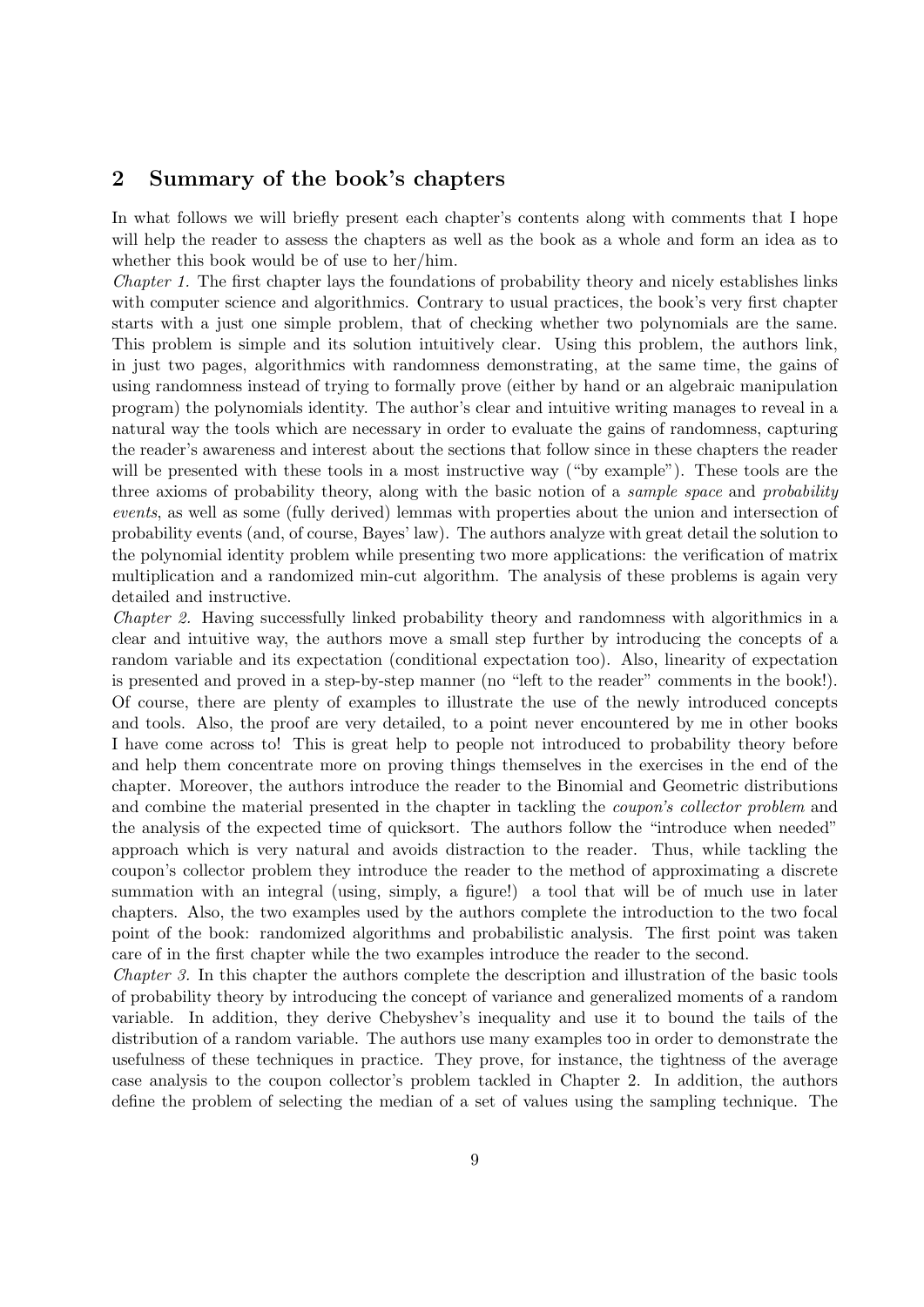## 2 Summary of the book's chapters

In what follows we will briefly present each chapter's contents along with comments that I hope will help the reader to assess the chapters as well as the book as a whole and form an idea as to whether this book would be of use to her/him.

*Chapter 1.* The first chapter lays the foundations of probability theory and nicely establishes links with computer science and algorithmics. Contrary to usual practices, the book's very first chapter starts with a just one simple problem, that of checking whether two polynomials are the same. This problem is simple and its solution intuitively clear. Using this problem, the authors link, in just two pages, algorithmics with randomness demonstrating, at the same time, the gains of using randomness instead of trying to formally prove (either by hand or an algebraic manipulation program) the polynomials identity. The author's clear and intuitive writing manages to reveal in a natural way the tools which are necessary in order to evaluate the gains of randomness, capturing the reader's awareness and interest about the sections that follow since in these chapters the reader will be presented with these tools in a most instructive way ("by example"). These tools are the three axioms of probability theory, along with the basic notion of a *sample space* and *probability events*, as well as some (fully derived) lemmas with properties about the union and intersection of probability events (and, of course, Bayes' law). The authors analyze with great detail the solution to the polynomial identity problem while presenting two more applications: the verification of matrix multiplication and a randomized min-cut algorithm. The analysis of these problems is again very detailed and instructive.

*Chapter 2.* Having successfully linked probability theory and randomness with algorithmics in a clear and intuitive way, the authors move a small step further by introducing the concepts of a random variable and its expectation (conditional expectation too). Also, linearity of expectation is presented and proved in a step-by-step manner (no "left to the reader" comments in the book!). Of course, there are plenty of examples to illustrate the use of the newly introduced concepts and tools. Also, the proof are very detailed, to a point never encountered by me in other books I have come across to! This is great help to people not introduced to probability theory before and help them concentrate more on proving things themselves in the exercises in the end of the chapter. Moreover, the authors introduce the reader to the Binomial and Geometric distributions and combine the material presented in the chapter in tackling the *coupon's collector problem* and the analysis of the expected time of quicksort. The authors follow the "introduce when needed" approach which is very natural and avoids distraction to the reader. Thus, while tackling the coupon's collector problem they introduce the reader to the method of approximating a discrete summation with an integral (using, simply, a figure!) a tool that will be of much use in later chapters. Also, the two examples used by the authors complete the introduction to the two focal point of the book: randomized algorithms and probabilistic analysis. The first point was taken care of in the first chapter while the two examples introduce the reader to the second.

*Chapter 3.* In this chapter the authors complete the description and illustration of the basic tools of probability theory by introducing the concept of variance and generalized moments of a random variable. In addition, they derive Chebyshev's inequality and use it to bound the tails of the distribution of a random variable. The authors use many examples too in order to demonstrate the usefulness of these techniques in practice. They prove, for instance, the tightness of the average case analysis to the coupon collector's problem tackled in Chapter 2. In addition, the authors define the problem of selecting the median of a set of values using the sampling technique. The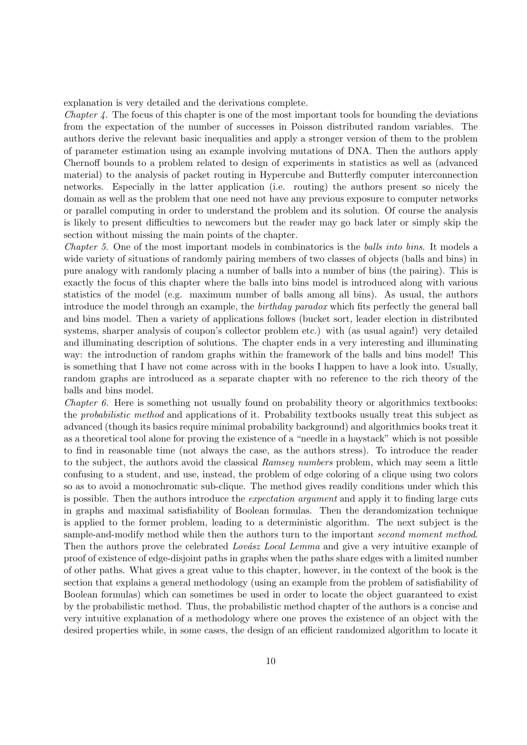explanation is very detailed and the derivations complete.

*Chapter 4.* The focus of this chapter is one of the most important tools for bounding the deviations from the expectation of the number of successes in Poisson distributed random variables. The authors derive the relevant basic inequalities and apply a stronger version of them to the problem of parameter estimation using an example involving mutations of DNA. Then the authors apply Chernoff bounds to a problem related to design of experiments in statistics as well as (advanced material) to the analysis of packet routing in Hypercube and Butterfly computer interconnection networks. Especially in the latter application (i.e. routing) the authors present so nicely the domain as well as the problem that one need not have any previous exposure to computer networks or parallel computing in order to understand the problem and its solution. Of course the analysis is likely to present difficulties to newcomers but the reader may go back later or simply skip the section without missing the main points of the chapter.

*Chapter 5.* One of the most important models in combinatorics is the *balls into bins*. It models a wide variety of situations of randomly pairing members of two classes of objects (balls and bins) in pure analogy with randomly placing a number of balls into a number of bins (the pairing). This is exactly the focus of this chapter where the balls into bins model is introduced along with various statistics of the model (e.g. maximum number of balls among all bins). As usual, the authors introduce the model through an example, the *birthday paradox* which fits perfectly the general ball and bins model. Then a variety of applications follows (bucket sort, leader election in distributed systems, sharper analysis of coupon's collector problem etc.) with (as usual again!) very detailed and illuminating description of solutions. The chapter ends in a very interesting and illuminating way: the introduction of random graphs within the framework of the balls and bins model! This is something that I have not come across with in the books I happen to have a look into. Usually, random graphs are introduced as a separate chapter with no reference to the rich theory of the balls and bins model.

*Chapter 6.* Here is something not usually found on probability theory or algorithmics textbooks: the *probabilistic method* and applications of it. Probability textbooks usually treat this subject as advanced (though its basics require minimal probability background) and algorithmics books treat it as a theoretical tool alone for proving the existence of a "needle in a haystack" which is not possible to find in reasonable time (not always the case, as the authors stress). To introduce the reader to the subject, the authors avoid the classical *Ramsey numbers* problem, which may seem a little confusing to a student, and use, instead, the problem of edge coloring of a clique using two colors so as to avoid a monochromatic sub-clique. The method gives readily conditions under which this is possible. Then the authors introduce the *expectation argument* and apply it to finding large cuts in graphs and maximal satisfiability of Boolean formulas. Then the derandomization technique is applied to the former problem, leading to a deterministic algorithm. The next subject is the sample-and-modify method while then the authors turn to the important *second moment method*. Then the authors prove the celebrated *Lovász Local Lemma* and give a very intuitive example of proof of existence of edge-disjoint paths in graphs when the paths share edges with a limited number of other paths. What gives a great value to this chapter, however, in the context of the book is the section that explains a general methodology (using an example from the problem of satisfiability of Boolean formulas) which can sometimes be used in order to locate the object guaranteed to exist by the probabilistic method. Thus, the probabilistic method chapter of the authors is a concise and very intuitive explanation of a methodology where one proves the existence of an object with the desired properties while, in some cases, the design of an efficient randomized algorithm to locate it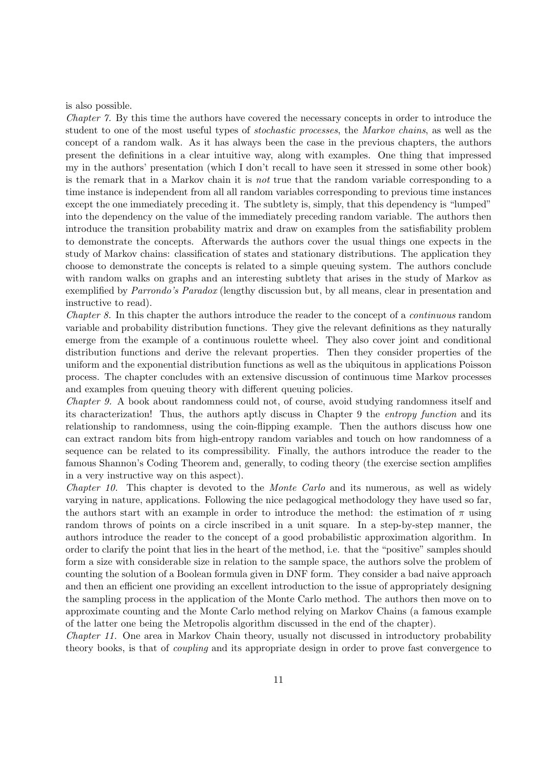is also possible.

*Chapter 7.* By this time the authors have covered the necessary concepts in order to introduce the student to one of the most useful types of *stochastic processes*, the *Markov chains*, as well as the concept of a random walk. As it has always been the case in the previous chapters, the authors present the definitions in a clear intuitive way, along with examples. One thing that impressed my in the authors' presentation (which I don't recall to have seen it stressed in some other book) is the remark that in a Markov chain it is *not* true that the random variable corresponding to a time instance is independent from all all random variables corresponding to previous time instances except the one immediately preceding it. The subtlety is, simply, that this dependency is "lumped" into the dependency on the value of the immediately preceding random variable. The authors then introduce the transition probability matrix and draw on examples from the satisfiability problem to demonstrate the concepts. Afterwards the authors cover the usual things one expects in the study of Markov chains: classification of states and stationary distributions. The application they choose to demonstrate the concepts is related to a simple queuing system. The authors conclude with random walks on graphs and an interesting subtlety that arises in the study of Markov as exemplified by *Parrondo's Paradox* (lengthy discussion but, by all means, clear in presentation and instructive to read).

*Chapter 8.* In this chapter the authors introduce the reader to the concept of a *continuous* random variable and probability distribution functions. They give the relevant definitions as they naturally emerge from the example of a continuous roulette wheel. They also cover joint and conditional distribution functions and derive the relevant properties. Then they consider properties of the uniform and the exponential distribution functions as well as the ubiquitous in applications Poisson process. The chapter concludes with an extensive discussion of continuous time Markov processes and examples from queuing theory with different queuing policies.

*Chapter 9.* A book about randomness could not, of course, avoid studying randomness itself and its characterization! Thus, the authors aptly discuss in Chapter 9 the *entropy function* and its relationship to randomness, using the coin-flipping example. Then the authors discuss how one can extract random bits from high-entropy random variables and touch on how randomness of a sequence can be related to its compressibility. Finally, the authors introduce the reader to the famous Shannon's Coding Theorem and, generally, to coding theory (the exercise section amplifies in a very instructive way on this aspect).

*Chapter 10.* This chapter is devoted to the *Monte Carlo* and its numerous, as well as widely varying in nature, applications. Following the nice pedagogical methodology they have used so far, the authors start with an example in order to introduce the method: the estimation of $\pi$ using random throws of points on a circle inscribed in a unit square. In a step-by-step manner, the authors introduce the reader to the concept of a good probabilistic approximation algorithm. In order to clarify the point that lies in the heart of the method, i.e. that the "positive" samples should form a size with considerable size in relation to the sample space, the authors solve the problem of counting the solution of a Boolean formula given in DNF form. They consider a bad naive approach and then an efficient one providing an excellent introduction to the issue of appropriately designing the sampling process in the application of the Monte Carlo method. The authors then move on to approximate counting and the Monte Carlo method relying on Markov Chains (a famous example of the latter one being the Metropolis algorithm discussed in the end of the chapter).

*Chapter 11.* One area in Markov Chain theory, usually not discussed in introductory probability theory books, is that of *coupling* and its appropriate design in order to prove fast convergence to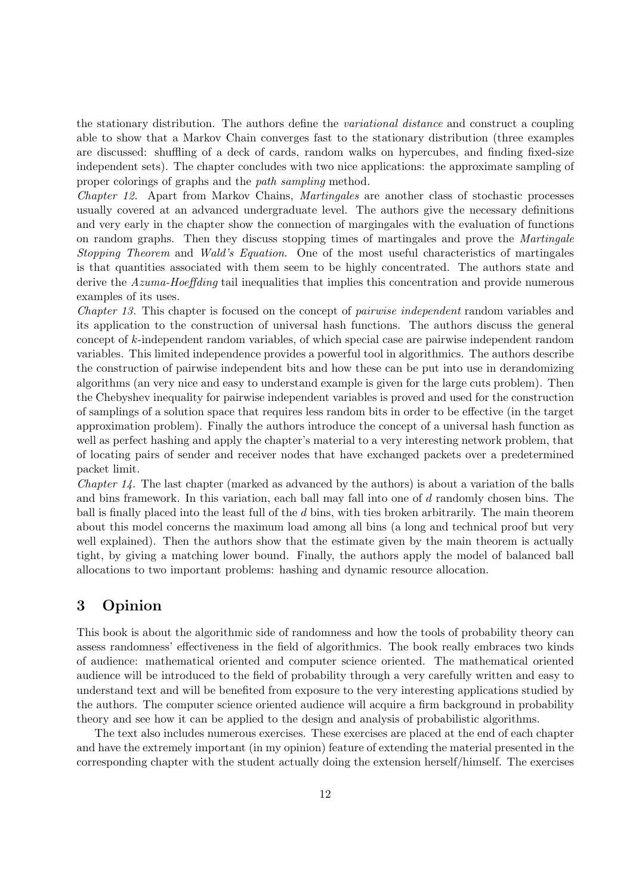the stationary distribution. The authors define the *variational distance* and construct a coupling able to show that a Markov Chain converges fast to the stationary distribution (three examples are discussed: shuffling of a deck of cards, random walks on hypercubes, and finding fixed-size independent sets). The chapter concludes with two nice applications: the approximate sampling of proper colorings of graphs and the *path sampling* method.

*Chapter 12.* Apart from Markov Chains, *Martingales* are another class of stochastic processes usually covered at an advanced undergraduate level. The authors give the necessary definitions and very early in the chapter show the connection of margingales with the evaluation of functions on random graphs. Then they discuss stopping times of martingales and prove the *Martingale Stopping Theorem* and *Wald's Equation*. One of the most useful characteristics of martingales is that quantities associated with them seem to be highly concentrated. The authors state and derive the *Azuma-Hoeffding* tail inequalities that implies this concentration and provide numerous examples of its uses.

*Chapter 13.* This chapter is focused on the concept of *pairwise independent* random variables and its application to the construction of universal hash functions. The authors discuss the general concept of $k$-independent random variables, of which special case are pairwise independent random variables. This limited independence provides a powerful tool in algorithmics. The authors describe the construction of pairwise independent bits and how these can be put into use in derandomizing algorithms (an very nice and easy to understand example is given for the large cuts problem). Then the Chebyshev inequality for pairwise independent variables is proved and used for the construction of samplings of a solution space that requires less random bits in order to be effective (in the target approximation problem). Finally the authors introduce the concept of a universal hash function as well as perfect hashing and apply the chapter's material to a very interesting network problem, that of locating pairs of sender and receiver nodes that have exchanged packets over a predetermined packet limit.

*Chapter 14.* The last chapter (marked as advanced by the authors) is about a variation of the balls and bins framework. In this variation, each ball may fall into one of $d$ randomly chosen bins. The ball is finally placed into the least full of the $d$ bins, with ties broken arbitrarily. The main theorem about this model concerns the maximum load among all bins (a long and technical proof but very well explained). Then the authors show that the estimate given by the main theorem is actually tight, by giving a matching lower bound. Finally, the authors apply the model of balanced ball allocations to two important problems: hashing and dynamic resource allocation.

## 3 Opinion

This book is about the algorithmic side of randomness and how the tools of probability theory can assess randomness' effectiveness in the field of algorithmics. The book really embraces two kinds of audience: mathematical oriented and computer science oriented. The mathematical oriented audience will be introduced to the field of probability through a very carefully written and easy to understand text and will be benefited from exposure to the very interesting applications studied by the authors. The computer science oriented audience will acquire a firm background in probability theory and see how it can be applied to the design and analysis of probabilistic algorithms.

The text also includes numerous exercises. These exercises are placed at the end of each chapter and have the extremely important (in my opinion) feature of extending the material presented in the corresponding chapter with the student actually doing the extension herself/himself. The exercises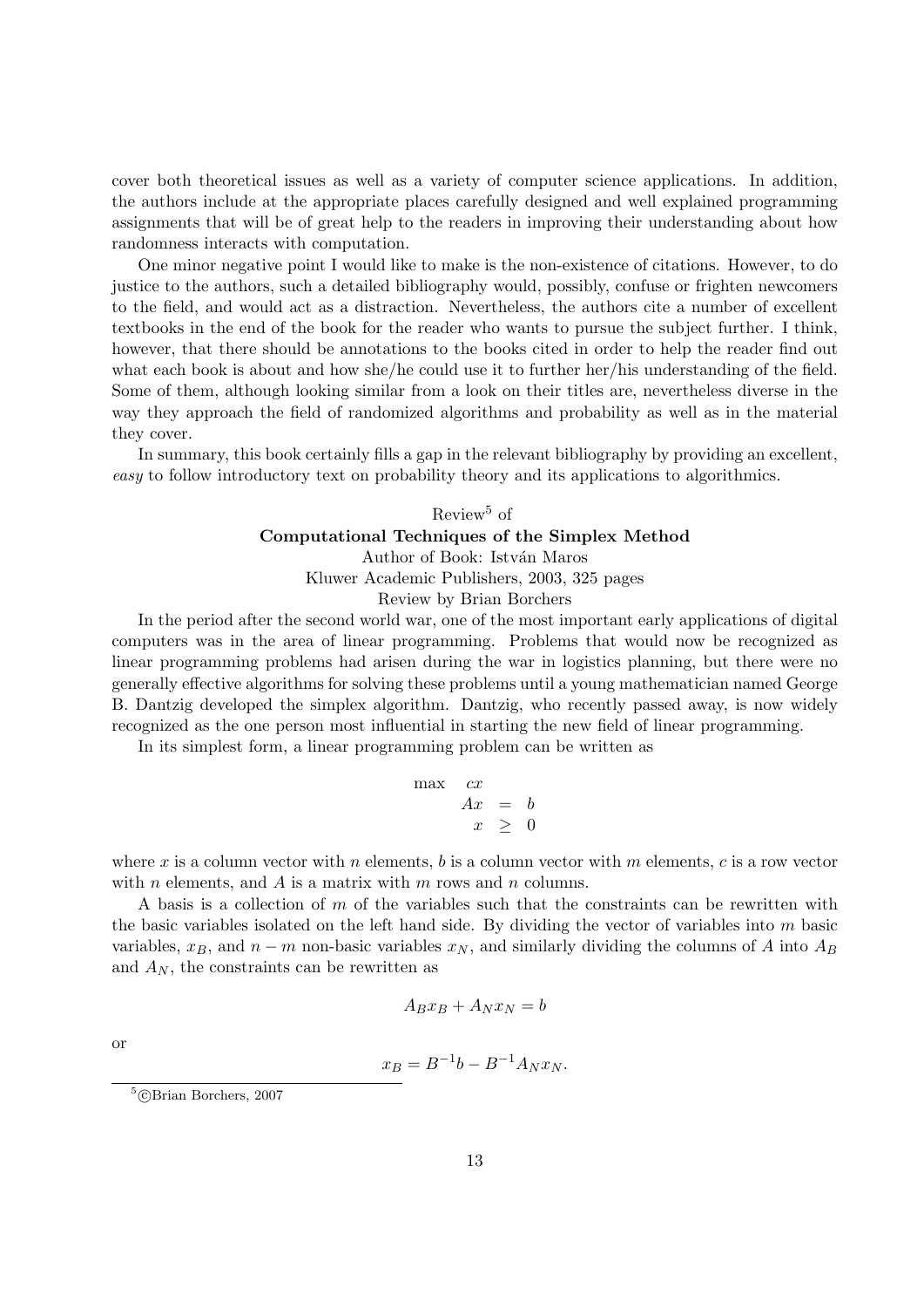cover both theoretical issues as well as a variety of computer science applications. In addition, the authors include at the appropriate places carefully designed and well explained programming assignments that will be of great help to the readers in improving their understanding about how randomness interacts with computation.

One minor negative point I would like to make is the non-existence of citations. However, to do justice to the authors, such a detailed bibliography would, possibly, confuse or frighten newcomers to the field, and would act as a distraction. Nevertheless, the authors cite a number of excellent textbooks in the end of the book for the reader who wants to pursue the subject further. I think, however, that there should be annotations to the books cited in order to help the reader find out what each book is about and how she/he could use it to further her/his understanding of the field. Some of them, although looking similar from a look on their titles are, nevertheless diverse in the way they approach the field of randomized algorithms and probability as well as in the material they cover.

In summary, this book certainly fills a gap in the relevant bibliography by providing an excellent, *easy* to follow introductory text on probability theory and its applications to algorithmics.

Review[5] of
**Computational Techniques of the Simplex Method**
Author of Book: István Maros
Kluwer Academic Publishers, 2003, 325 pages
Review by Brian Borchers

In the period after the second world war, one of the most important early applications of digital computers was in the area of linear programming. Problems that would now be recognized as linear programming problems had arisen during the war in logistics planning, but there were no generally effective algorithms for solving these problems until a young mathematician named George B. Dantzig developed the simplex algorithm. Dantzig, who recently passed away, is now widely recognized as the one person most influential in starting the new field of linear programming.

In its simplest form, a linear programming problem can be written as

$$
\begin{array}{lrcl}
\max & cx & & \\
 & Ax & = & b \\
 & x & \geq & 0
\end{array}
$$

where $x$ is a column vector with $n$ elements, $b$ is a column vector with $m$ elements, $c$ is a row vector with $n$ elements, and $A$ is a matrix with $m$ rows and $n$ columns.

A basis is a collection of $m$ of the variables such that the constraints can be rewritten with the basic variables isolated on the left hand side. By dividing the vector of variables into $m$ basic variables, $x_B$, and $n - m$ non-basic variables $x_N$, and similarly dividing the columns of $A$ into $A_B$ and $A_N$, the constraints can be rewritten as

$$A_B x_B + A_N x_N = b$$

or

$$x_B = B^{-1}b - B^{-1}A_N x_N.$$

[5]©Brian Borchers, 2007